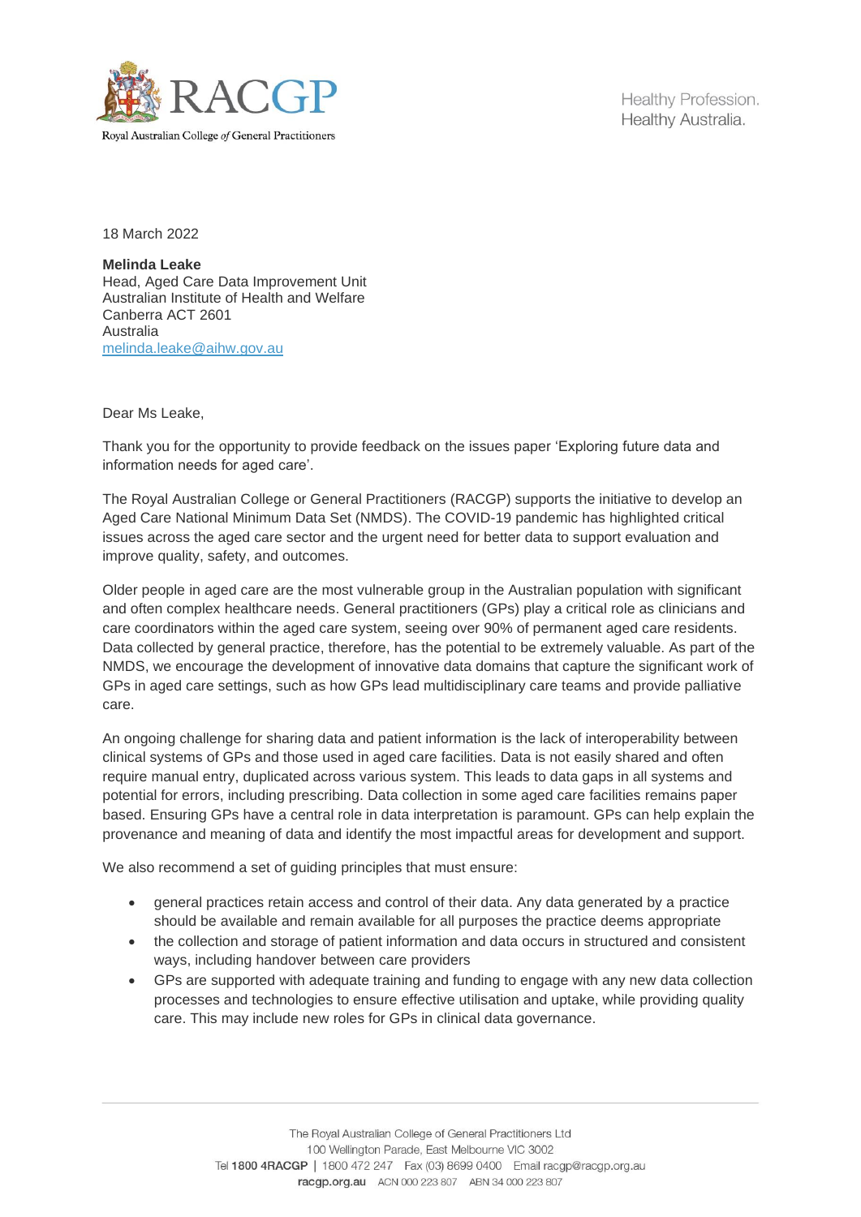Royal Australian College *of* General Practitioners

Healthy Profession.
Healthy Australia.

18 March 2022

**Melinda Leake**
Head, Aged Care Data Improvement Unit
Australian Institute of Health and Welfare
Canberra ACT 2601
Australia
melinda.leake@aihw.gov.au

Dear Ms Leake,

Thank you for the opportunity to provide feedback on the issues paper 'Exploring future data and information needs for aged care'.

The Royal Australian College or General Practitioners (RACGP) supports the initiative to develop an Aged Care National Minimum Data Set (NMDS). The COVID-19 pandemic has highlighted critical issues across the aged care sector and the urgent need for better data to support evaluation and improve quality, safety, and outcomes.

Older people in aged care are the most vulnerable group in the Australian population with significant and often complex healthcare needs. General practitioners (GPs) play a critical role as clinicians and care coordinators within the aged care system, seeing over 90% of permanent aged care residents. Data collected by general practice, therefore, has the potential to be extremely valuable. As part of the NMDS, we encourage the development of innovative data domains that capture the significant work of GPs in aged care settings, such as how GPs lead multidisciplinary care teams and provide palliative care.

An ongoing challenge for sharing data and patient information is the lack of interoperability between clinical systems of GPs and those used in aged care facilities. Data is not easily shared and often require manual entry, duplicated across various system. This leads to data gaps in all systems and potential for errors, including prescribing. Data collection in some aged care facilities remains paper based. Ensuring GPs have a central role in data interpretation is paramount. GPs can help explain the provenance and meaning of data and identify the most impactful areas for development and support.

We also recommend a set of guiding principles that must ensure:

- general practices retain access and control of their data. Any data generated by a practice should be available and remain available for all purposes the practice deems appropriate
- the collection and storage of patient information and data occurs in structured and consistent ways, including handover between care providers
- GPs are supported with adequate training and funding to engage with any new data collection processes and technologies to ensure effective utilisation and uptake, while providing quality care. This may include new roles for GPs in clinical data governance.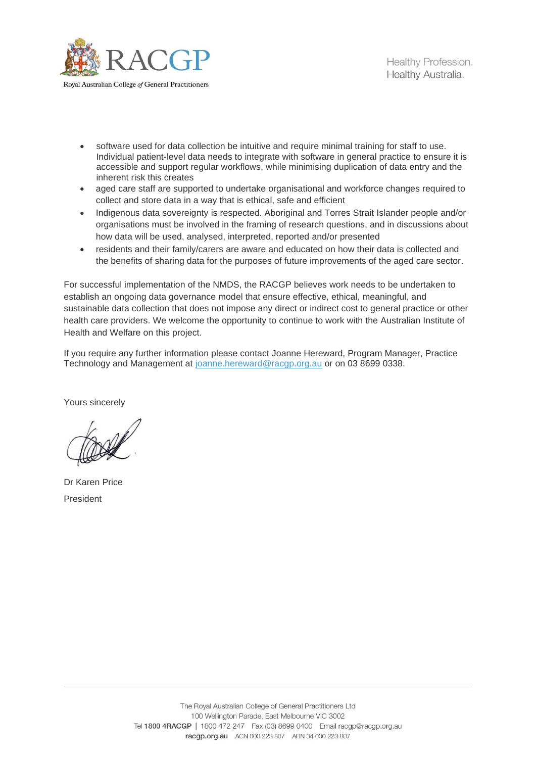- software used for data collection be intuitive and require minimal training for staff to use. Individual patient-level data needs to integrate with software in general practice to ensure it is accessible and support regular workflows, while minimising duplication of data entry and the inherent risk this creates
- aged care staff are supported to undertake organisational and workforce changes required to collect and store data in a way that is ethical, safe and efficient
- Indigenous data sovereignty is respected. Aboriginal and Torres Strait Islander people and/or organisations must be involved in the framing of research questions, and in discussions about how data will be used, analysed, interpreted, reported and/or presented
- residents and their family/carers are aware and educated on how their data is collected and the benefits of sharing data for the purposes of future improvements of the aged care sector.

For successful implementation of the NMDS, the RACGP believes work needs to be undertaken to establish an ongoing data governance model that ensure effective, ethical, meaningful, and sustainable data collection that does not impose any direct or indirect cost to general practice or other health care providers. We welcome the opportunity to continue to work with the Australian Institute of Health and Welfare on this project.

If you require any further information please contact Joanne Hereward, Program Manager, Practice Technology and Management at joanne.hereward@racgp.org.au or on 03 8699 0338.

Yours sincerely

Dr Karen Price

President